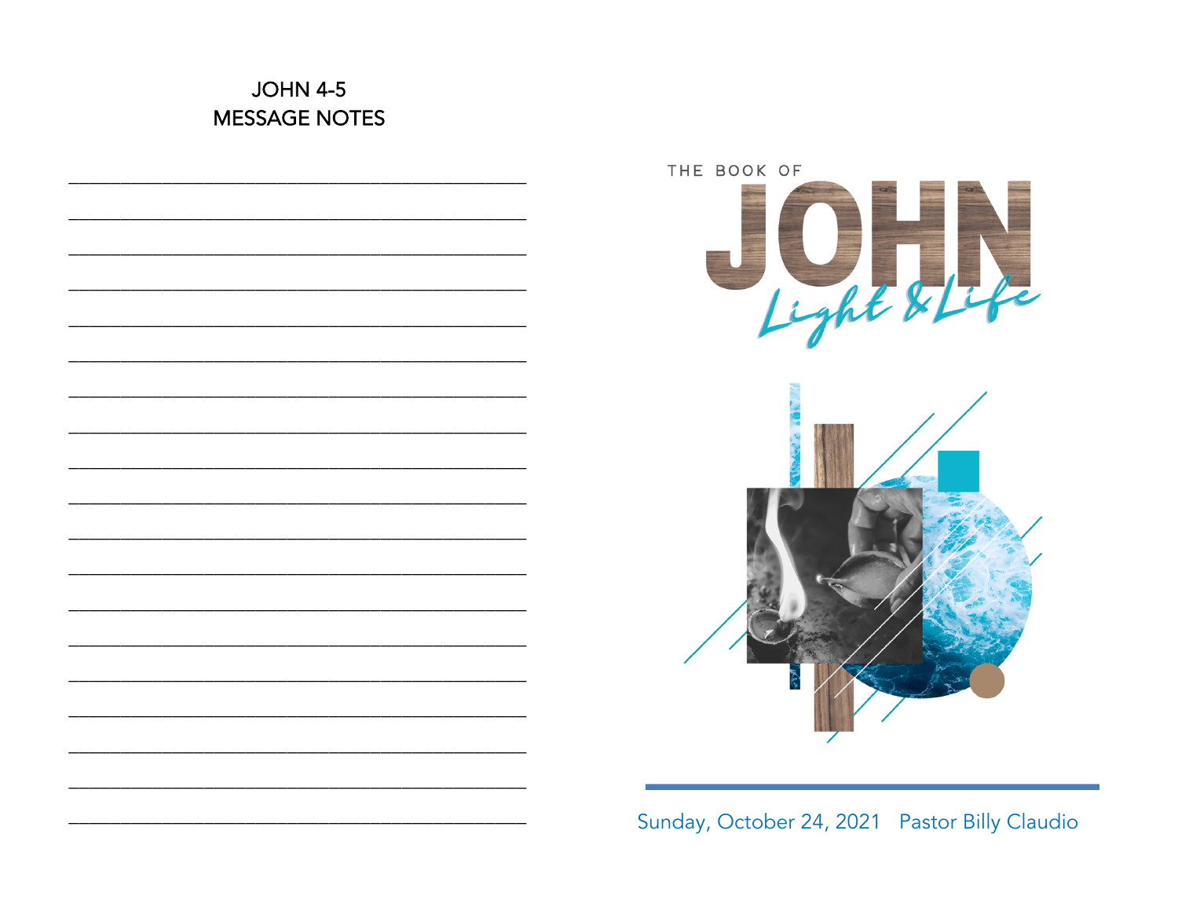# JOHN 4-5
# MESSAGE NOTES

_____________________________________________

_____________________________________________

_____________________________________________

_____________________________________________

_____________________________________________

_____________________________________________

_____________________________________________

_____________________________________________

_____________________________________________

_____________________________________________

_____________________________________________

_____________________________________________

_____________________________________________

_____________________________________________

_____________________________________________

_____________________________________________

_____________________________________________

_____________________________________________

_____________________________________________

THE BOOK OF

# JOHN

*Light & Life*

Sunday, October 24, 2021 Pastor Billy Claudio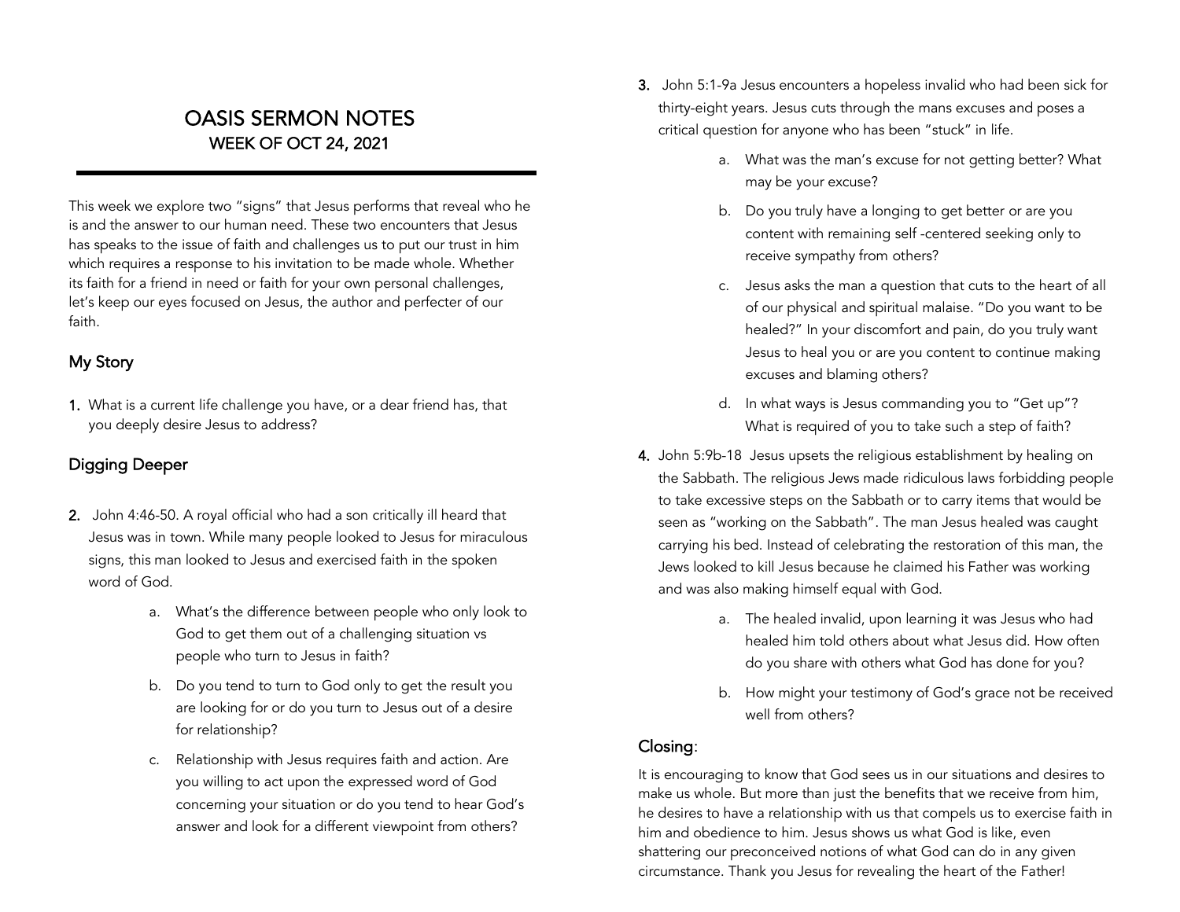# OASIS SERMON NOTES
## WEEK OF OCT 24, 2021

This week we explore two "signs" that Jesus performs that reveal who he is and the answer to our human need. These two encounters that Jesus has speaks to the issue of faith and challenges us to put our trust in him which requires a response to his invitation to be made whole. Whether its faith for a friend in need or faith for your own personal challenges, let's keep our eyes focused on Jesus, the author and perfecter of our faith.

## My Story

1. What is a current life challenge you have, or a dear friend has, that you deeply desire Jesus to address?

## Digging Deeper

2. John 4:46-50. A royal official who had a son critically ill heard that Jesus was in town. While many people looked to Jesus for miraculous signs, this man looked to Jesus and exercised faith in the spoken word of God.
   a. What's the difference between people who only look to God to get them out of a challenging situation vs people who turn to Jesus in faith?
   b. Do you tend to turn to God only to get the result you are looking for or do you turn to Jesus out of a desire for relationship?
   c. Relationship with Jesus requires faith and action. Are you willing to act upon the expressed word of God concerning your situation or do you tend to hear God's answer and look for a different viewpoint from others?

3. John 5:1-9a Jesus encounters a hopeless invalid who had been sick for thirty-eight years. Jesus cuts through the mans excuses and poses a critical question for anyone who has been "stuck" in life.
   a. What was the man's excuse for not getting better? What may be your excuse?
   b. Do you truly have a longing to get better or are you content with remaining self -centered seeking only to receive sympathy from others?
   c. Jesus asks the man a question that cuts to the heart of all of our physical and spiritual malaise. "Do you want to be healed?" In your discomfort and pain, do you truly want Jesus to heal you or are you content to continue making excuses and blaming others?
   d. In what ways is Jesus commanding you to "Get up"? What is required of you to take such a step of faith?

4. John 5:9b-18 Jesus upsets the religious establishment by healing on the Sabbath. The religious Jews made ridiculous laws forbidding people to take excessive steps on the Sabbath or to carry items that would be seen as "working on the Sabbath". The man Jesus healed was caught carrying his bed. Instead of celebrating the restoration of this man, the Jews looked to kill Jesus because he claimed his Father was working and was also making himself equal with God.
   a. The healed invalid, upon learning it was Jesus who had healed him told others about what Jesus did. How often do you share with others what God has done for you?
   b. How might your testimony of God's grace not be received well from others?

## Closing:

It is encouraging to know that God sees us in our situations and desires to make us whole. But more than just the benefits that we receive from him, he desires to have a relationship with us that compels us to exercise faith in him and obedience to him. Jesus shows us what God is like, even shattering our preconceived notions of what God can do in any given circumstance. Thank you Jesus for revealing the heart of the Father!